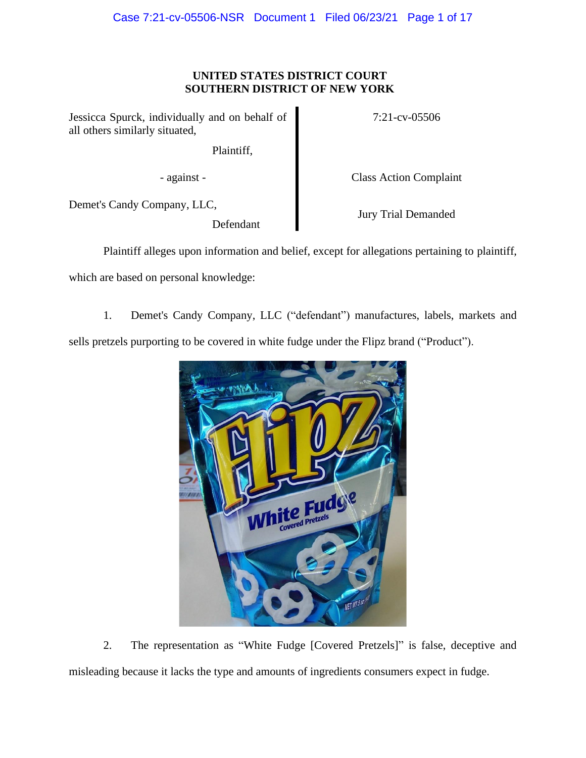**UNITED STATES DISTRICT COURT**
**SOUTHERN DISTRICT OF NEW YORK**

| | |
|---|---|
| Jessicca Spurck, individually and on behalf of all others similarly situated,<br><br>Plaintiff,<br><br>- against -<br><br>Demet's Candy Company, LLC,<br><br>Defendant | 7:21-cv-05506<br><br>Class Action Complaint<br><br>Jury Trial Demanded |

Plaintiff alleges upon information and belief, except for allegations pertaining to plaintiff, which are based on personal knowledge:

1. Demet's Candy Company, LLC ("defendant") manufactures, labels, markets and sells pretzels purporting to be covered in white fudge under the Flipz brand ("Product").

2. The representation as "White Fudge [Covered Pretzels]" is false, deceptive and misleading because it lacks the type and amounts of ingredients consumers expect in fudge.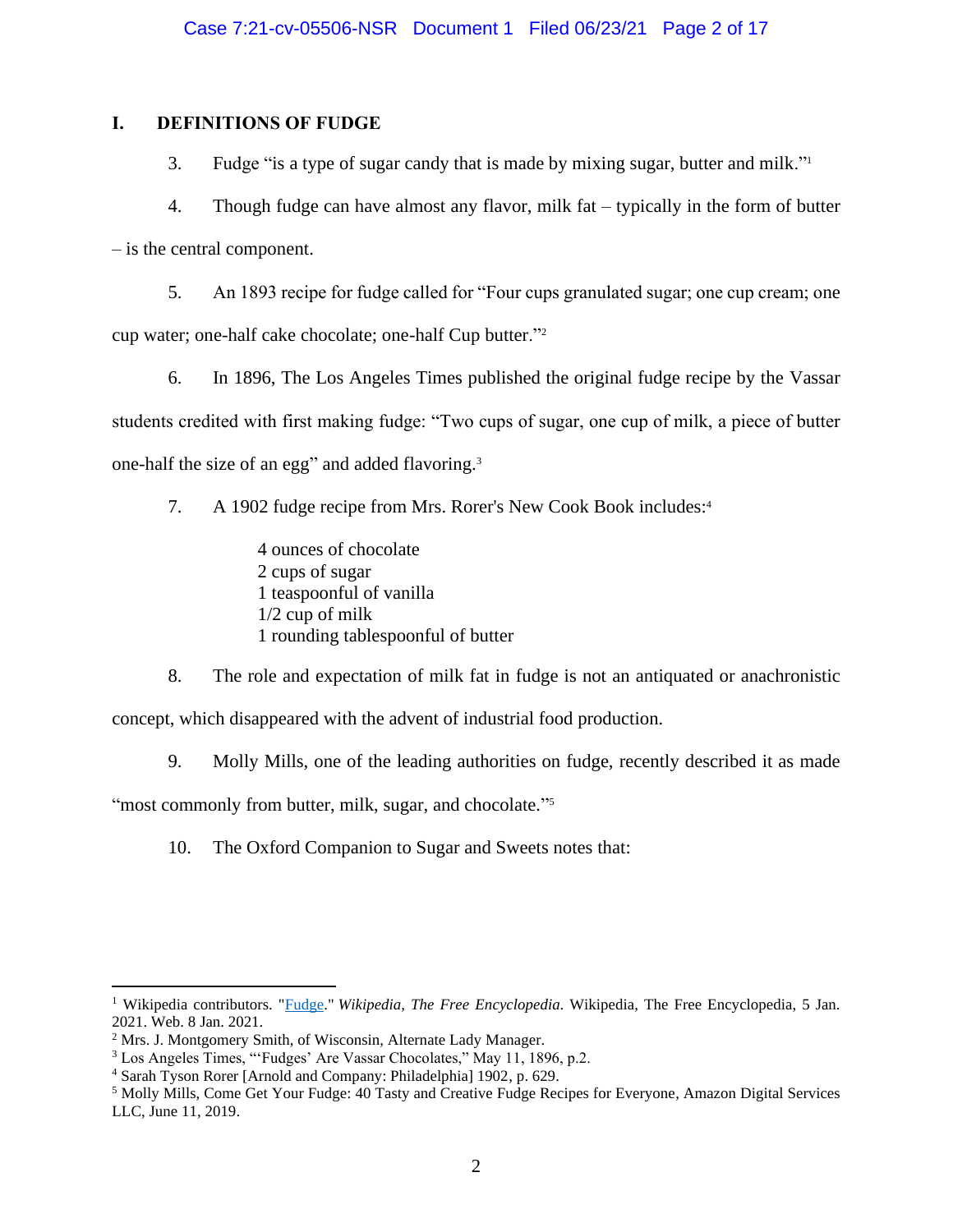## I. DEFINITIONS OF FUDGE

3. Fudge "is a type of sugar candy that is made by mixing sugar, butter and milk."[1]

4. Though fudge can have almost any flavor, milk fat – typically in the form of butter – is the central component.

5. An 1893 recipe for fudge called for "Four cups granulated sugar; one cup cream; one cup water; one-half cake chocolate; one-half Cup butter."[2]

6. In 1896, The Los Angeles Times published the original fudge recipe by the Vassar students credited with first making fudge: "Two cups of sugar, one cup of milk, a piece of butter one-half the size of an egg" and added flavoring.[3]

7. A 1902 fudge recipe from Mrs. Rorer's New Cook Book includes:[4]

> 4 ounces of chocolate
> 2 cups of sugar
> 1 teaspoonful of vanilla
> 1/2 cup of milk
> 1 rounding tablespoonful of butter

8. The role and expectation of milk fat in fudge is not an antiquated or anachronistic concept, which disappeared with the advent of industrial food production.

9. Molly Mills, one of the leading authorities on fudge, recently described it as made "most commonly from butter, milk, sugar, and chocolate."[5]

10. The Oxford Companion to Sugar and Sweets notes that:

---

[1] Wikipedia contributors. "Fudge." *Wikipedia, The Free Encyclopedia*. Wikipedia, The Free Encyclopedia, 5 Jan. 2021. Web. 8 Jan. 2021.

[2] Mrs. J. Montgomery Smith, of Wisconsin, Alternate Lady Manager.

[3] Los Angeles Times, "'Fudges' Are Vassar Chocolates," May 11, 1896, p.2.

[4] Sarah Tyson Rorer [Arnold and Company: Philadelphia] 1902, p. 629.

[5] Molly Mills, Come Get Your Fudge: 40 Tasty and Creative Fudge Recipes for Everyone, Amazon Digital Services LLC, June 11, 2019.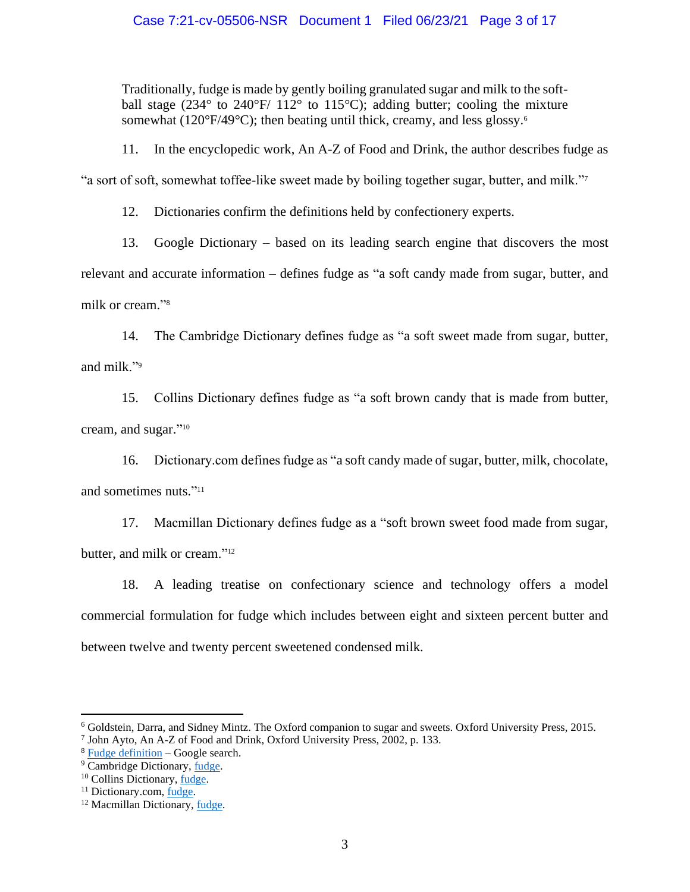Traditionally, fudge is made by gently boiling granulated sugar and milk to the soft-ball stage (234° to 240°F/ 112° to 115°C); adding butter; cooling the mixture somewhat (120°F/49°C); then beating until thick, creamy, and less glossy.[6]

11. In the encyclopedic work, An A-Z of Food and Drink, the author describes fudge as "a sort of soft, somewhat toffee-like sweet made by boiling together sugar, butter, and milk."[7]

12. Dictionaries confirm the definitions held by confectionery experts.

13. Google Dictionary – based on its leading search engine that discovers the most relevant and accurate information – defines fudge as "a soft candy made from sugar, butter, and milk or cream."[8]

14. The Cambridge Dictionary defines fudge as "a soft sweet made from sugar, butter, and milk."[9]

15. Collins Dictionary defines fudge as "a soft brown candy that is made from butter, cream, and sugar."[10]

16. Dictionary.com defines fudge as "a soft candy made of sugar, butter, milk, chocolate, and sometimes nuts."[11]

17. Macmillan Dictionary defines fudge as a "soft brown sweet food made from sugar, butter, and milk or cream."[12]

18. A leading treatise on confectionary science and technology offers a model commercial formulation for fudge which includes between eight and sixteen percent butter and between twelve and twenty percent sweetened condensed milk.

---

[6] Goldstein, Darra, and Sidney Mintz. The Oxford companion to sugar and sweets. Oxford University Press, 2015.

[7] John Ayto, An A-Z of Food and Drink, Oxford University Press, 2002, p. 133.

[8] Fudge definition – Google search.

[9] Cambridge Dictionary, fudge.

[10] Collins Dictionary, fudge.

[11] Dictionary.com, fudge.

[12] Macmillan Dictionary, fudge.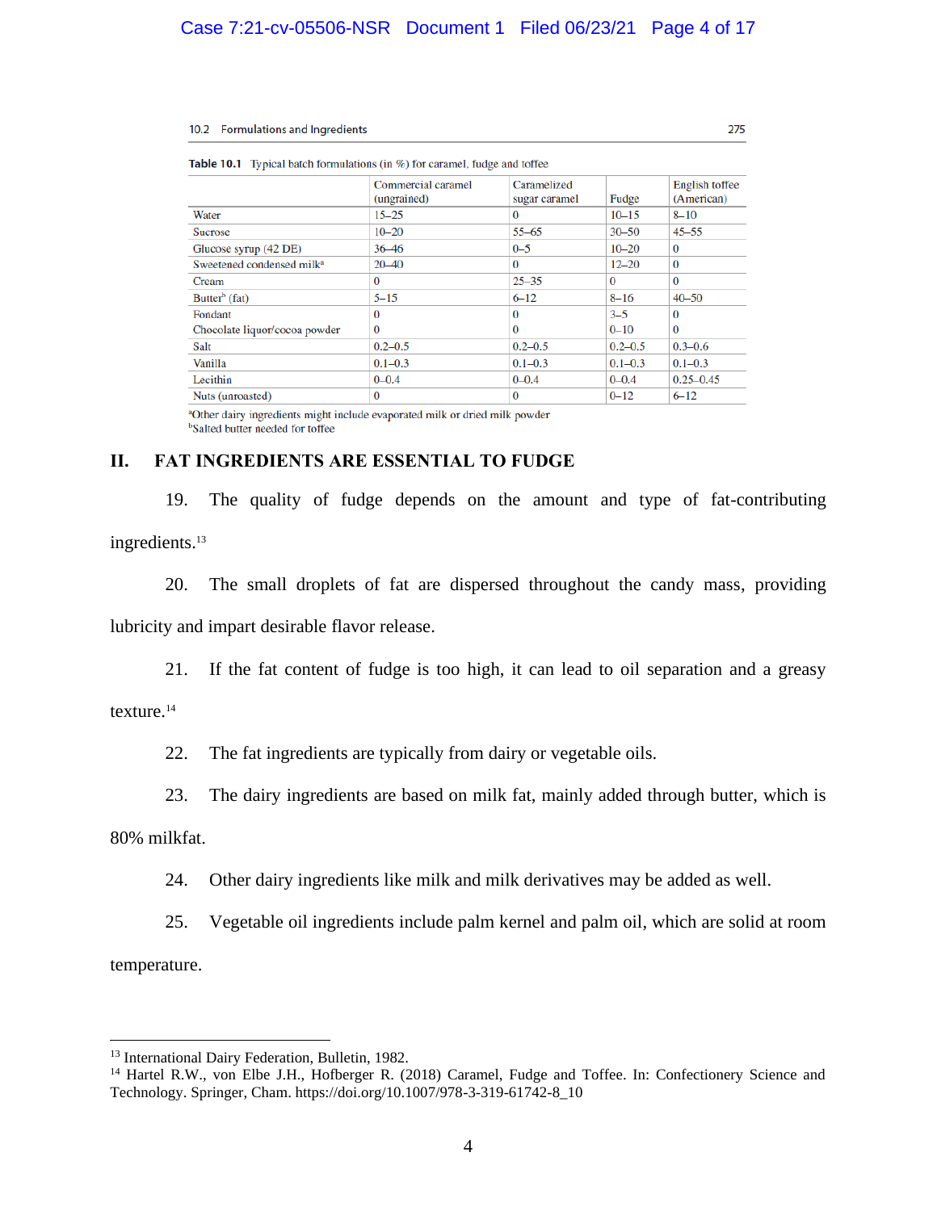10.2 Formulations and Ingredients 275

**Table 10.1** Typical batch formulations (in %) for caramel, fudge and toffee

| | Commercial caramel (ungrained) | Caramelized sugar caramel | Fudge | English toffee (American) |
|---|---|---|---|---|
| Water | 15–25 | 0 | 10–15 | 8–10 |
| Sucrose | 10–20 | 55–65 | 30–50 | 45–55 |
| Glucose syrup (42 DE) | 36–46 | 0–5 | 10–20 | 0 |
| Sweetened condensed milk[a] | 20–40 | 0 | 12–20 | 0 |
| Cream | 0 | 25–35 | 0 | 0 |
| Butter[b] (fat) | 5–15 | 6–12 | 8–16 | 40–50 |
| Fondant | 0 | 0 | 3–5 | 0 |
| Chocolate liquor/cocoa powder | 0 | 0 | 0–10 | 0 |
| Salt | 0.2–0.5 | 0.2–0.5 | 0.2–0.5 | 0.3–0.6 |
| Vanilla | 0.1–0.3 | 0.1–0.3 | 0.1–0.3 | 0.1–0.3 |
| Lecithin | 0–0.4 | 0–0.4 | 0–0.4 | 0.25–0.45 |
| Nuts (unroasted) | 0 | 0 | 0–12 | 6–12 |

[a]Other dairy ingredients might include evaporated milk or dried milk powder
[b]Salted butter needed for toffee

## II. FAT INGREDIENTS ARE ESSENTIAL TO FUDGE

19. The quality of fudge depends on the amount and type of fat-contributing ingredients.[13]

20. The small droplets of fat are dispersed throughout the candy mass, providing lubricity and impart desirable flavor release.

21. If the fat content of fudge is too high, it can lead to oil separation and a greasy texture.[14]

22. The fat ingredients are typically from dairy or vegetable oils.

23. The dairy ingredients are based on milk fat, mainly added through butter, which is 80% milkfat.

24. Other dairy ingredients like milk and milk derivatives may be added as well.

25. Vegetable oil ingredients include palm kernel and palm oil, which are solid at room temperature.

---

[13] International Dairy Federation, Bulletin, 1982.

[14] Hartel R.W., von Elbe J.H., Hofberger R. (2018) Caramel, Fudge and Toffee. In: Confectionery Science and Technology. Springer, Cham. https://doi.org/10.1007/978-3-319-61742-8_10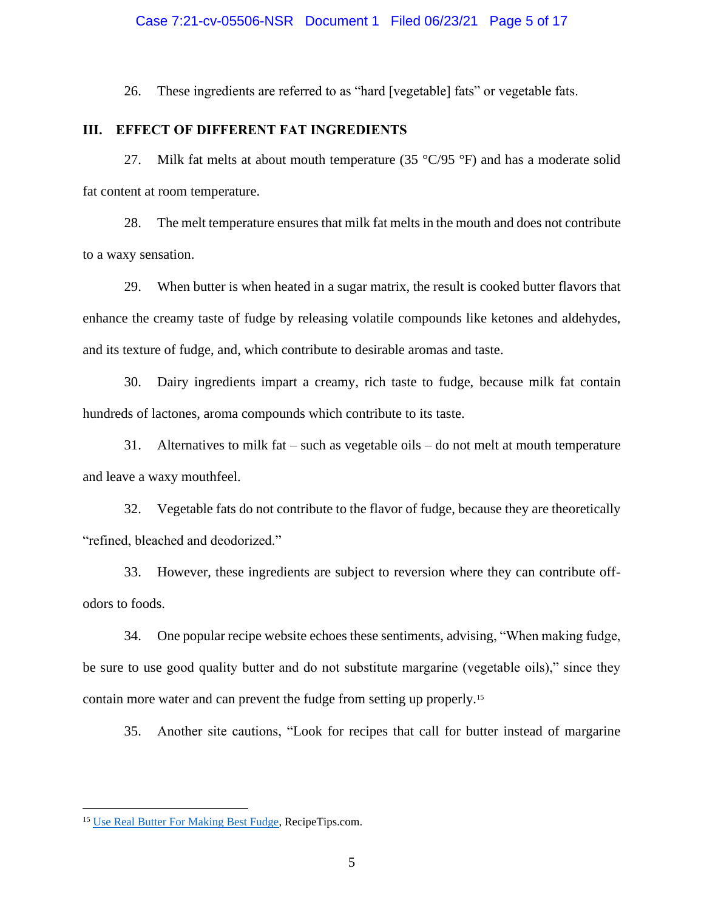26. These ingredients are referred to as "hard [vegetable] fats" or vegetable fats.

## III. EFFECT OF DIFFERENT FAT INGREDIENTS

27. Milk fat melts at about mouth temperature (35 °C/95 °F) and has a moderate solid fat content at room temperature.

28. The melt temperature ensures that milk fat melts in the mouth and does not contribute to a waxy sensation.

29. When butter is when heated in a sugar matrix, the result is cooked butter flavors that enhance the creamy taste of fudge by releasing volatile compounds like ketones and aldehydes, and its texture of fudge, and, which contribute to desirable aromas and taste.

30. Dairy ingredients impart a creamy, rich taste to fudge, because milk fat contain hundreds of lactones, aroma compounds which contribute to its taste.

31. Alternatives to milk fat – such as vegetable oils – do not melt at mouth temperature and leave a waxy mouthfeel.

32. Vegetable fats do not contribute to the flavor of fudge, because they are theoretically "refined, bleached and deodorized."

33. However, these ingredients are subject to reversion where they can contribute off-odors to foods.

34. One popular recipe website echoes these sentiments, advising, "When making fudge, be sure to use good quality butter and do not substitute margarine (vegetable oils)," since they contain more water and can prevent the fudge from setting up properly.[15]

35. Another site cautions, "Look for recipes that call for butter instead of margarine

[15] Use Real Butter For Making Best Fudge, RecipeTips.com.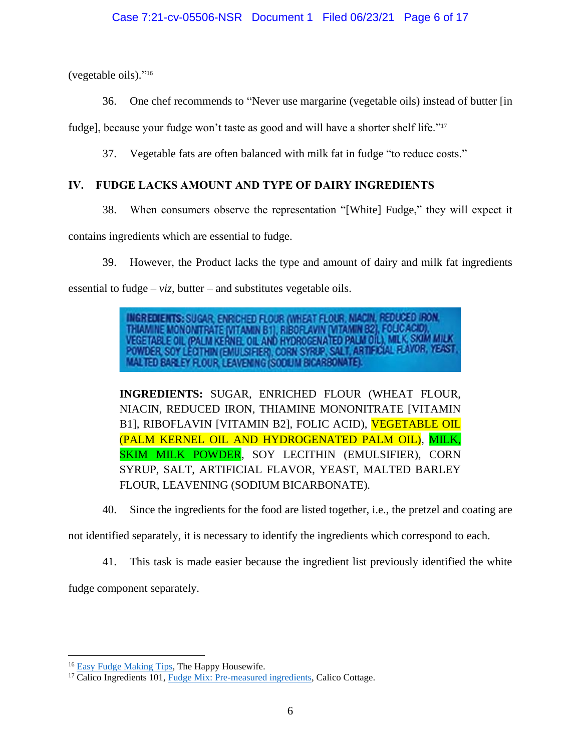(vegetable oils)."[16]

36. One chef recommends to "Never use margarine (vegetable oils) instead of butter [in fudge], because your fudge won't taste as good and will have a shorter shelf life."[17]

37. Vegetable fats are often balanced with milk fat in fudge "to reduce costs."

## IV. FUDGE LACKS AMOUNT AND TYPE OF DAIRY INGREDIENTS

38. When consumers observe the representation "[White] Fudge," they will expect it contains ingredients which are essential to fudge.

39. However, the Product lacks the type and amount of dairy and milk fat ingredients essential to fudge – *viz*, butter – and substitutes vegetable oils.

INGREDIENTS: SUGAR, ENRICHED FLOUR (WHEAT FLOUR, NIACIN, REDUCED IRON, THIAMINE MONONITRATE [VITAMIN B1], RIBOFLAVIN [VITAMIN B2], FOLIC ACID), VEGETABLE OIL (PALM KERNEL OIL AND HYDROGENATED PALM OIL), MILK, SKIM MILK POWDER, SOY LECITHIN (EMULSIFIER), CORN SYRUP, SALT, ARTIFICIAL FLAVOR, YEAST, MALTED BARLEY FLOUR, LEAVENING (SODIUM BICARBONATE).

> **INGREDIENTS:** SUGAR, ENRICHED FLOUR (WHEAT FLOUR, NIACIN, REDUCED IRON, THIAMINE MONONITRATE [VITAMIN B1], RIBOFLAVIN [VITAMIN B2], FOLIC ACID), VEGETABLE OIL (PALM KERNEL OIL AND HYDROGENATED PALM OIL), MILK, SKIM MILK POWDER, SOY LECITHIN (EMULSIFIER), CORN SYRUP, SALT, ARTIFICIAL FLAVOR, YEAST, MALTED BARLEY FLOUR, LEAVENING (SODIUM BICARBONATE).

40. Since the ingredients for the food are listed together, i.e., the pretzel and coating are not identified separately, it is necessary to identify the ingredients which correspond to each.

41. This task is made easier because the ingredient list previously identified the white fudge component separately.

---

[16] Easy Fudge Making Tips, The Happy Housewife.

[17] Calico Ingredients 101, Fudge Mix: Pre-measured ingredients, Calico Cottage.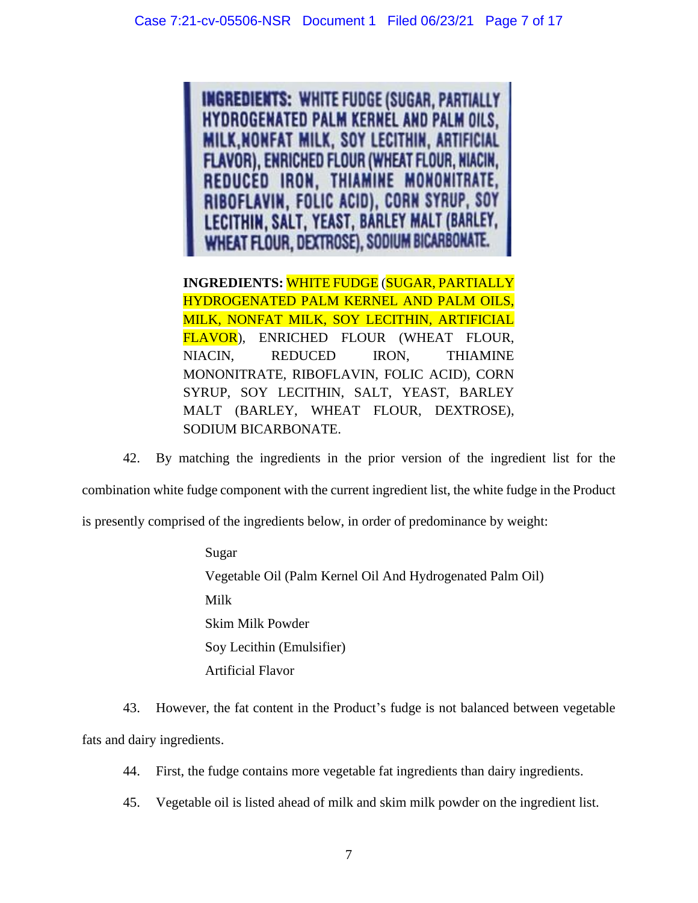INGREDIENTS: WHITE FUDGE (SUGAR, PARTIALLY HYDROGENATED PALM KERNEL AND PALM OILS, MILK,NONFAT MILK, SOY LECITHIN, ARTIFICIAL FLAVOR), ENRICHED FLOUR (WHEAT FLOUR, NIACIN, REDUCED IRON, THIAMINE MONONITRATE, RIBOFLAVIN, FOLIC ACID), CORN SYRUP, SOY LECITHIN, SALT, YEAST, BARLEY MALT (BARLEY, WHEAT FLOUR, DEXTROSE), SODIUM BICARBONATE.

**INGREDIENTS:** WHITE FUDGE (SUGAR, PARTIALLY HYDROGENATED PALM KERNEL AND PALM OILS, MILK, NONFAT MILK, SOY LECITHIN, ARTIFICIAL FLAVOR), ENRICHED FLOUR (WHEAT FLOUR, NIACIN, REDUCED IRON, THIAMINE MONONITRATE, RIBOFLAVIN, FOLIC ACID), CORN SYRUP, SOY LECITHIN, SALT, YEAST, BARLEY MALT (BARLEY, WHEAT FLOUR, DEXTROSE), SODIUM BICARBONATE.

42. By matching the ingredients in the prior version of the ingredient list for the combination white fudge component with the current ingredient list, the white fudge in the Product is presently comprised of the ingredients below, in order of predominance by weight:

Sugar
Vegetable Oil (Palm Kernel Oil And Hydrogenated Palm Oil)
Milk
Skim Milk Powder
Soy Lecithin (Emulsifier)
Artificial Flavor

43. However, the fat content in the Product's fudge is not balanced between vegetable fats and dairy ingredients.

44. First, the fudge contains more vegetable fat ingredients than dairy ingredients.

45. Vegetable oil is listed ahead of milk and skim milk powder on the ingredient list.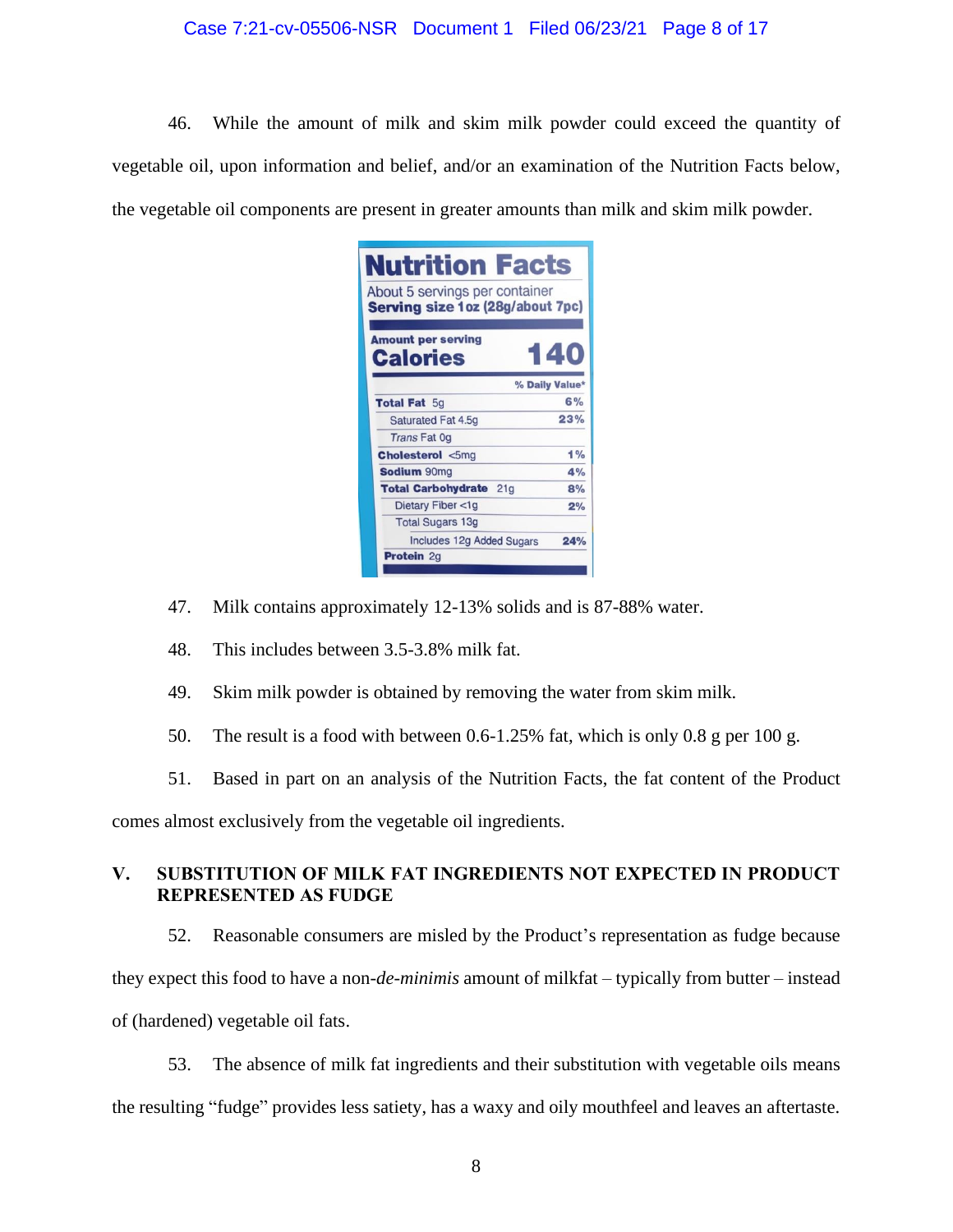46. While the amount of milk and skim milk powder could exceed the quantity of vegetable oil, upon information and belief, and/or an examination of the Nutrition Facts below, the vegetable oil components are present in greater amounts than milk and skim milk powder.

**Nutrition Facts**

About 5 servings per container
**Serving size 1oz (28g/about 7pc)**

| Amount per serving | |
|---|---|
| **Calories** | **140** |
| | **% Daily Value*** |
| **Total Fat** 5g | **6%** |
| Saturated Fat 4.5g | **23%** |
| *Trans* Fat 0g | |
| **Cholesterol** <5mg | **1%** |
| **Sodium** 90mg | **4%** |
| **Total Carbohydrate** 21g | **8%** |
| Dietary Fiber <1g | **2%** |
| Total Sugars 13g | |
| Includes 12g Added Sugars | **24%** |
| **Protein** 2g | |

47. Milk contains approximately 12-13% solids and is 87-88% water.

48. This includes between 3.5-3.8% milk fat.

49. Skim milk powder is obtained by removing the water from skim milk.

50. The result is a food with between 0.6-1.25% fat, which is only 0.8 g per 100 g.

51. Based in part on an analysis of the Nutrition Facts, the fat content of the Product comes almost exclusively from the vegetable oil ingredients.

## V. SUBSTITUTION OF MILK FAT INGREDIENTS NOT EXPECTED IN PRODUCT REPRESENTED AS FUDGE

52. Reasonable consumers are misled by the Product's representation as fudge because they expect this food to have a non-*de-minimis* amount of milkfat – typically from butter – instead of (hardened) vegetable oil fats.

53. The absence of milk fat ingredients and their substitution with vegetable oils means the resulting "fudge" provides less satiety, has a waxy and oily mouthfeel and leaves an aftertaste.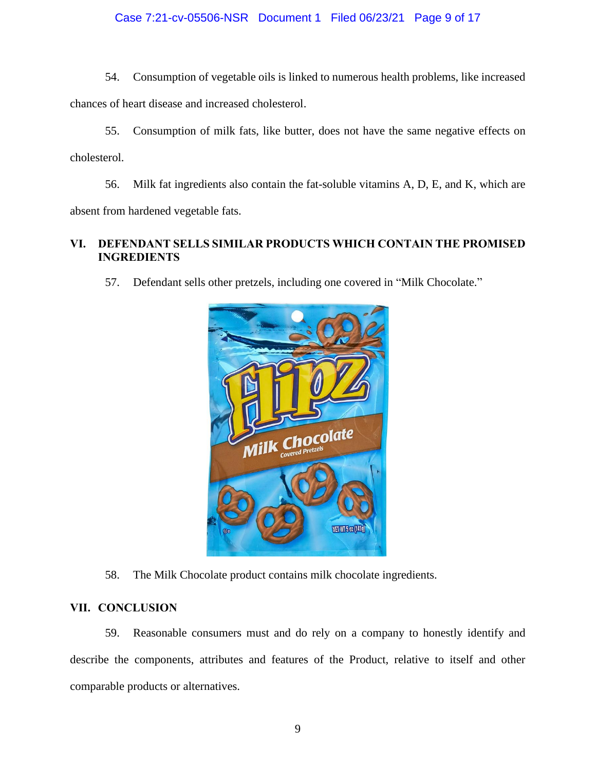54. Consumption of vegetable oils is linked to numerous health problems, like increased chances of heart disease and increased cholesterol.

55. Consumption of milk fats, like butter, does not have the same negative effects on cholesterol.

56. Milk fat ingredients also contain the fat-soluble vitamins A, D, E, and K, which are absent from hardened vegetable fats.

## VI. DEFENDANT SELLS SIMILAR PRODUCTS WHICH CONTAIN THE PROMISED INGREDIENTS

57. Defendant sells other pretzels, including one covered in "Milk Chocolate."

58. The Milk Chocolate product contains milk chocolate ingredients.

## VII. CONCLUSION

59. Reasonable consumers must and do rely on a company to honestly identify and describe the components, attributes and features of the Product, relative to itself and other comparable products or alternatives.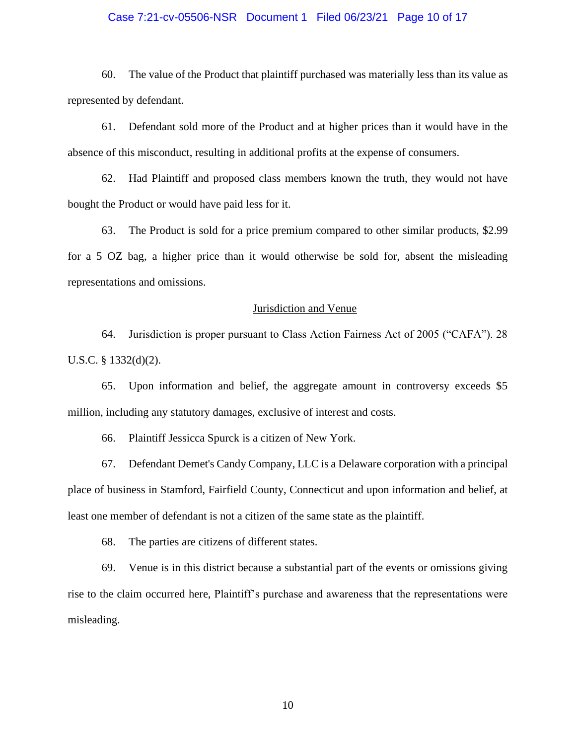60. The value of the Product that plaintiff purchased was materially less than its value as represented by defendant.

61. Defendant sold more of the Product and at higher prices than it would have in the absence of this misconduct, resulting in additional profits at the expense of consumers.

62. Had Plaintiff and proposed class members known the truth, they would not have bought the Product or would have paid less for it.

63. The Product is sold for a price premium compared to other similar products, $2.99 for a 5 OZ bag, a higher price than it would otherwise be sold for, absent the misleading representations and omissions.

## Jurisdiction and Venue

64. Jurisdiction is proper pursuant to Class Action Fairness Act of 2005 ("CAFA"). 28 U.S.C. § 1332(d)(2).

65. Upon information and belief, the aggregate amount in controversy exceeds $5 million, including any statutory damages, exclusive of interest and costs.

66. Plaintiff Jessicca Spurck is a citizen of New York.

67. Defendant Demet's Candy Company, LLC is a Delaware corporation with a principal place of business in Stamford, Fairfield County, Connecticut and upon information and belief, at least one member of defendant is not a citizen of the same state as the plaintiff.

68. The parties are citizens of different states.

69. Venue is in this district because a substantial part of the events or omissions giving rise to the claim occurred here, Plaintiff's purchase and awareness that the representations were misleading.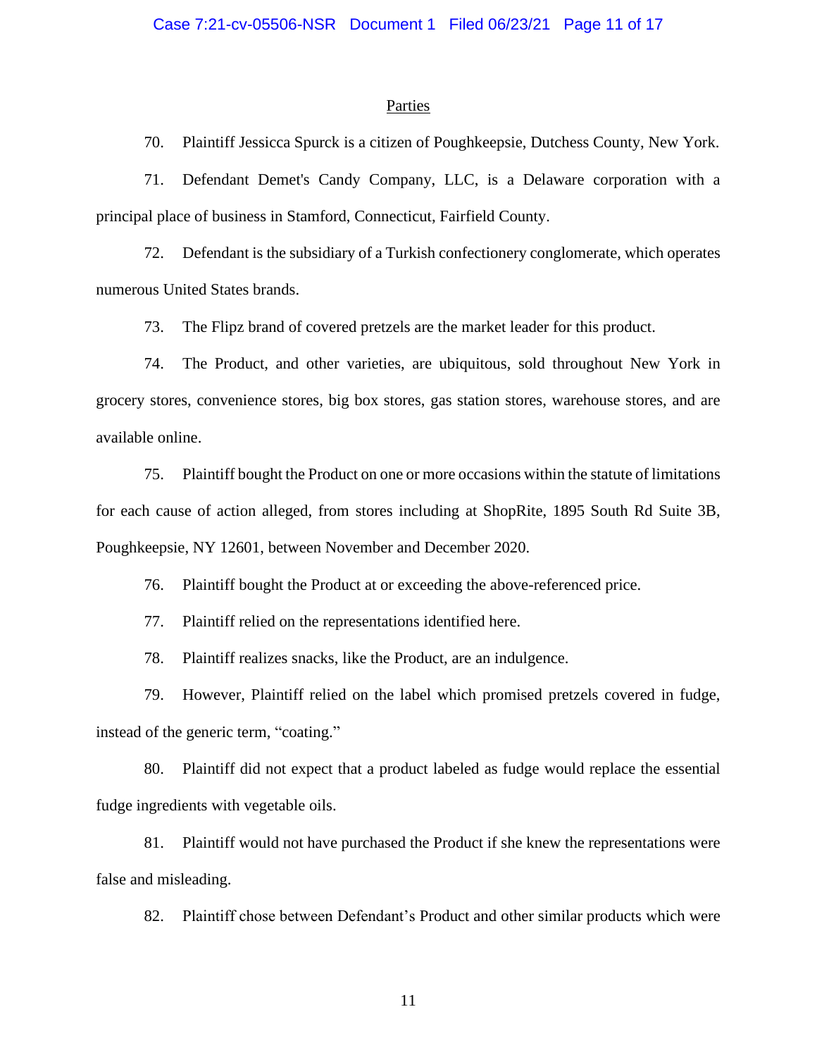## Parties

70. Plaintiff Jessicca Spurck is a citizen of Poughkeepsie, Dutchess County, New York.

71. Defendant Demet's Candy Company, LLC, is a Delaware corporation with a principal place of business in Stamford, Connecticut, Fairfield County.

72. Defendant is the subsidiary of a Turkish confectionery conglomerate, which operates numerous United States brands.

73. The Flipz brand of covered pretzels are the market leader for this product.

74. The Product, and other varieties, are ubiquitous, sold throughout New York in grocery stores, convenience stores, big box stores, gas station stores, warehouse stores, and are available online.

75. Plaintiff bought the Product on one or more occasions within the statute of limitations for each cause of action alleged, from stores including at ShopRite, 1895 South Rd Suite 3B, Poughkeepsie, NY 12601, between November and December 2020.

76. Plaintiff bought the Product at or exceeding the above-referenced price.

77. Plaintiff relied on the representations identified here.

78. Plaintiff realizes snacks, like the Product, are an indulgence.

79. However, Plaintiff relied on the label which promised pretzels covered in fudge, instead of the generic term, "coating."

80. Plaintiff did not expect that a product labeled as fudge would replace the essential fudge ingredients with vegetable oils.

81. Plaintiff would not have purchased the Product if she knew the representations were false and misleading.

82. Plaintiff chose between Defendant's Product and other similar products which were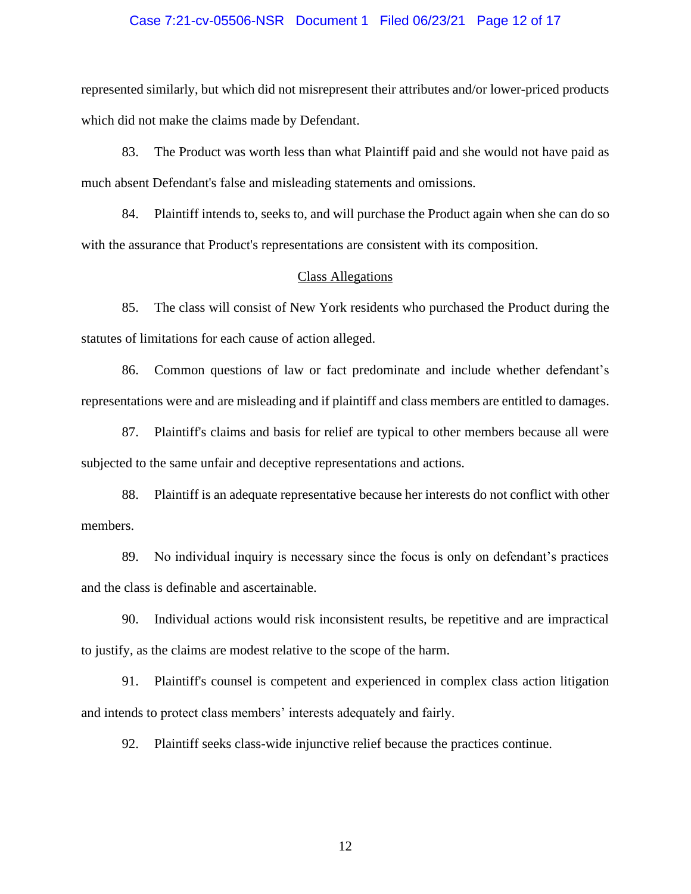represented similarly, but which did not misrepresent their attributes and/or lower-priced products which did not make the claims made by Defendant.

83. The Product was worth less than what Plaintiff paid and she would not have paid as much absent Defendant's false and misleading statements and omissions.

84. Plaintiff intends to, seeks to, and will purchase the Product again when she can do so with the assurance that Product's representations are consistent with its composition.

## Class Allegations

85. The class will consist of New York residents who purchased the Product during the statutes of limitations for each cause of action alleged.

86. Common questions of law or fact predominate and include whether defendant's representations were and are misleading and if plaintiff and class members are entitled to damages.

87. Plaintiff's claims and basis for relief are typical to other members because all were subjected to the same unfair and deceptive representations and actions.

88. Plaintiff is an adequate representative because her interests do not conflict with other members.

89. No individual inquiry is necessary since the focus is only on defendant's practices and the class is definable and ascertainable.

90. Individual actions would risk inconsistent results, be repetitive and are impractical to justify, as the claims are modest relative to the scope of the harm.

91. Plaintiff's counsel is competent and experienced in complex class action litigation and intends to protect class members' interests adequately and fairly.

92. Plaintiff seeks class-wide injunctive relief because the practices continue.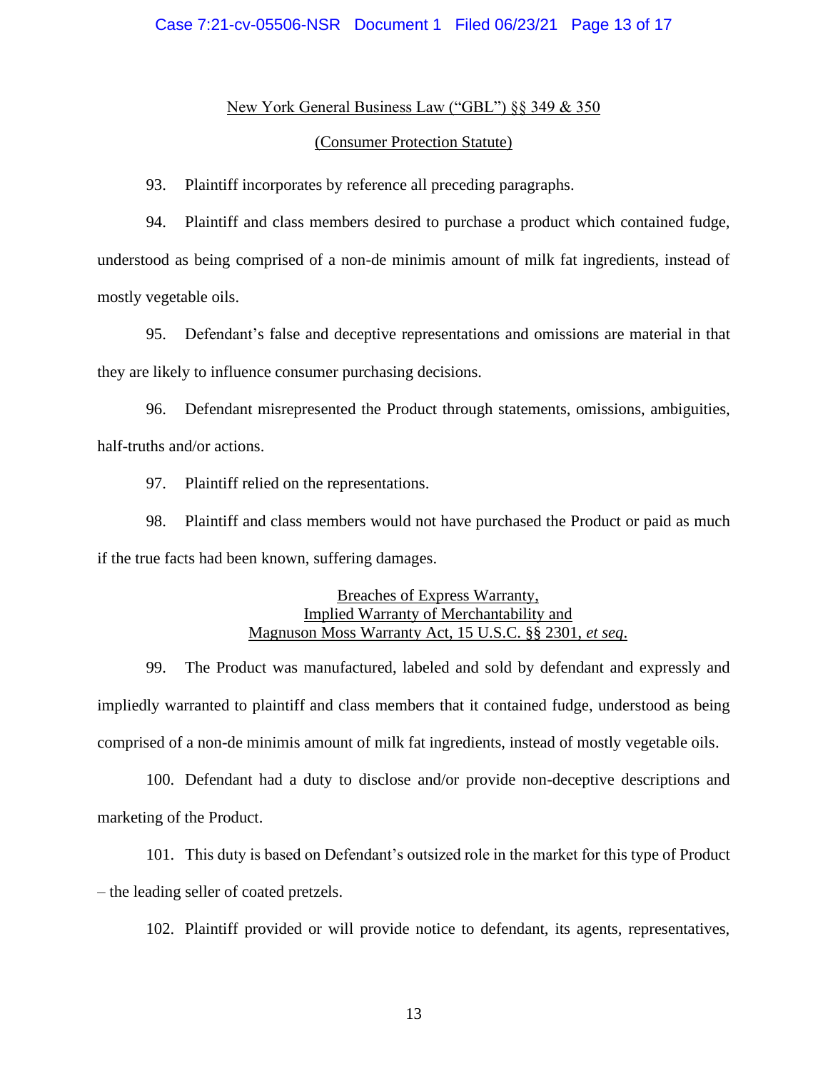<u>New York General Business Law ("GBL") §§ 349 & 350</u>

<u>(Consumer Protection Statute)</u>

93. Plaintiff incorporates by reference all preceding paragraphs.

94. Plaintiff and class members desired to purchase a product which contained fudge, understood as being comprised of a non-de minimis amount of milk fat ingredients, instead of mostly vegetable oils.

95. Defendant's false and deceptive representations and omissions are material in that they are likely to influence consumer purchasing decisions.

96. Defendant misrepresented the Product through statements, omissions, ambiguities, half-truths and/or actions.

97. Plaintiff relied on the representations.

98. Plaintiff and class members would not have purchased the Product or paid as much if the true facts had been known, suffering damages.

<u>Breaches of Express Warranty,</u>
<u>Implied Warranty of Merchantability and</u>
<u>Magnuson Moss Warranty Act, 15 U.S.C. §§ 2301, *et seq*.</u>

99. The Product was manufactured, labeled and sold by defendant and expressly and impliedly warranted to plaintiff and class members that it contained fudge, understood as being comprised of a non-de minimis amount of milk fat ingredients, instead of mostly vegetable oils.

100. Defendant had a duty to disclose and/or provide non-deceptive descriptions and marketing of the Product.

101. This duty is based on Defendant's outsized role in the market for this type of Product – the leading seller of coated pretzels.

102. Plaintiff provided or will provide notice to defendant, its agents, representatives,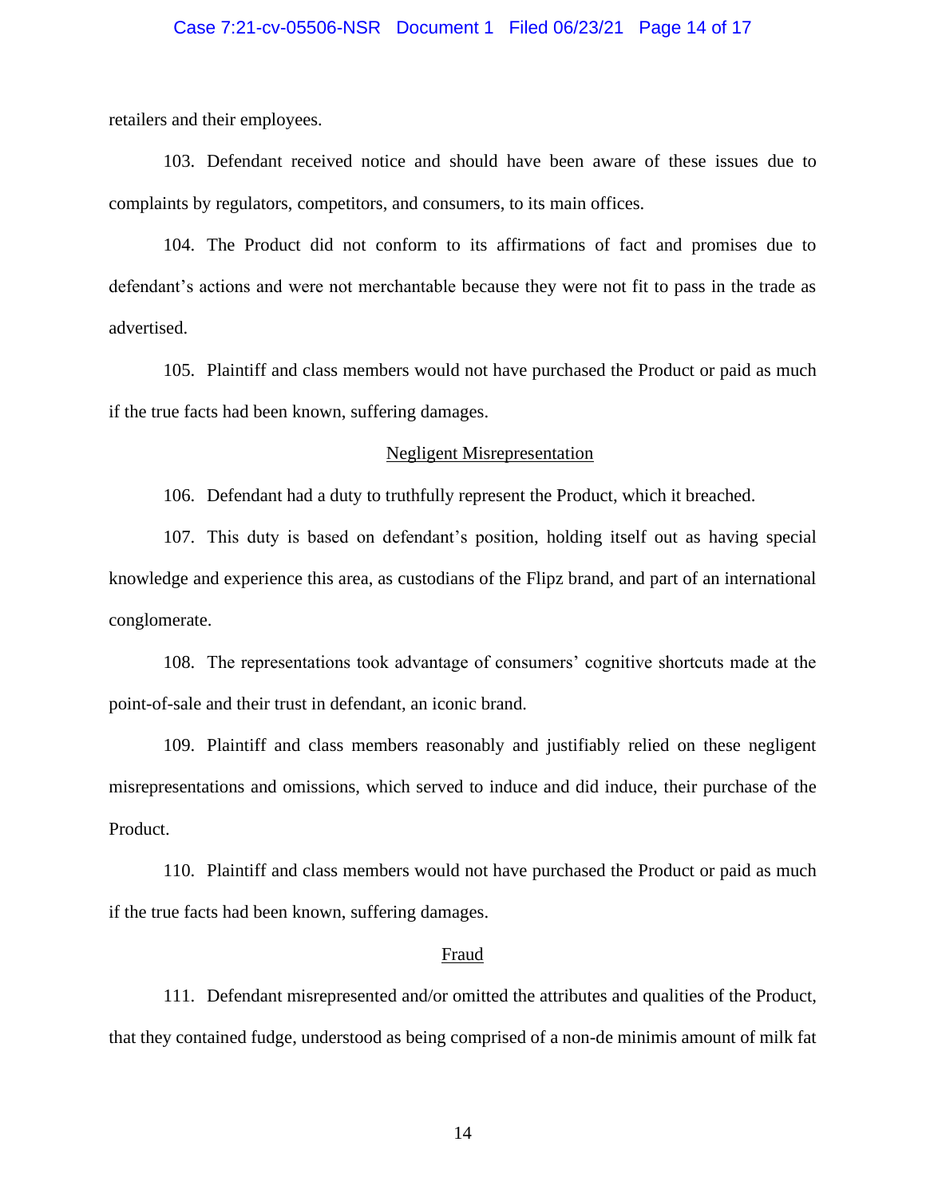retailers and their employees.

103. Defendant received notice and should have been aware of these issues due to complaints by regulators, competitors, and consumers, to its main offices.

104. The Product did not conform to its affirmations of fact and promises due to defendant's actions and were not merchantable because they were not fit to pass in the trade as advertised.

105. Plaintiff and class members would not have purchased the Product or paid as much if the true facts had been known, suffering damages.

<u>Negligent Misrepresentation</u>

106. Defendant had a duty to truthfully represent the Product, which it breached.

107. This duty is based on defendant's position, holding itself out as having special knowledge and experience this area, as custodians of the Flipz brand, and part of an international conglomerate.

108. The representations took advantage of consumers' cognitive shortcuts made at the point-of-sale and their trust in defendant, an iconic brand.

109. Plaintiff and class members reasonably and justifiably relied on these negligent misrepresentations and omissions, which served to induce and did induce, their purchase of the Product.

110. Plaintiff and class members would not have purchased the Product or paid as much if the true facts had been known, suffering damages.

<u>Fraud</u>

111. Defendant misrepresented and/or omitted the attributes and qualities of the Product, that they contained fudge, understood as being comprised of a non-de minimis amount of milk fat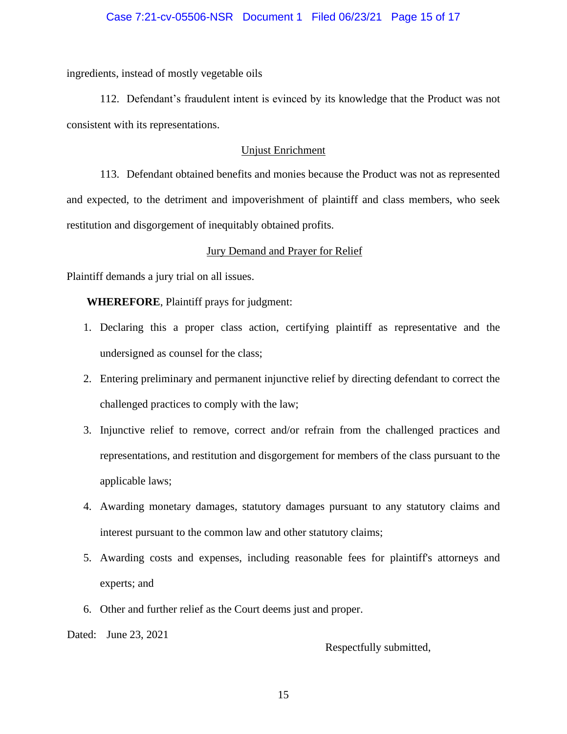ingredients, instead of mostly vegetable oils

112. Defendant's fraudulent intent is evinced by its knowledge that the Product was not consistent with its representations.

## Unjust Enrichment

113. Defendant obtained benefits and monies because the Product was not as represented and expected, to the detriment and impoverishment of plaintiff and class members, who seek restitution and disgorgement of inequitably obtained profits.

## Jury Demand and Prayer for Relief

Plaintiff demands a jury trial on all issues.

**WHEREFORE**, Plaintiff prays for judgment:

1. Declaring this a proper class action, certifying plaintiff as representative and the undersigned as counsel for the class;
2. Entering preliminary and permanent injunctive relief by directing defendant to correct the challenged practices to comply with the law;
3. Injunctive relief to remove, correct and/or refrain from the challenged practices and representations, and restitution and disgorgement for members of the class pursuant to the applicable laws;
4. Awarding monetary damages, statutory damages pursuant to any statutory claims and interest pursuant to the common law and other statutory claims;
5. Awarding costs and expenses, including reasonable fees for plaintiff's attorneys and experts; and
6. Other and further relief as the Court deems just and proper.

Dated: June 23, 2021

Respectfully submitted,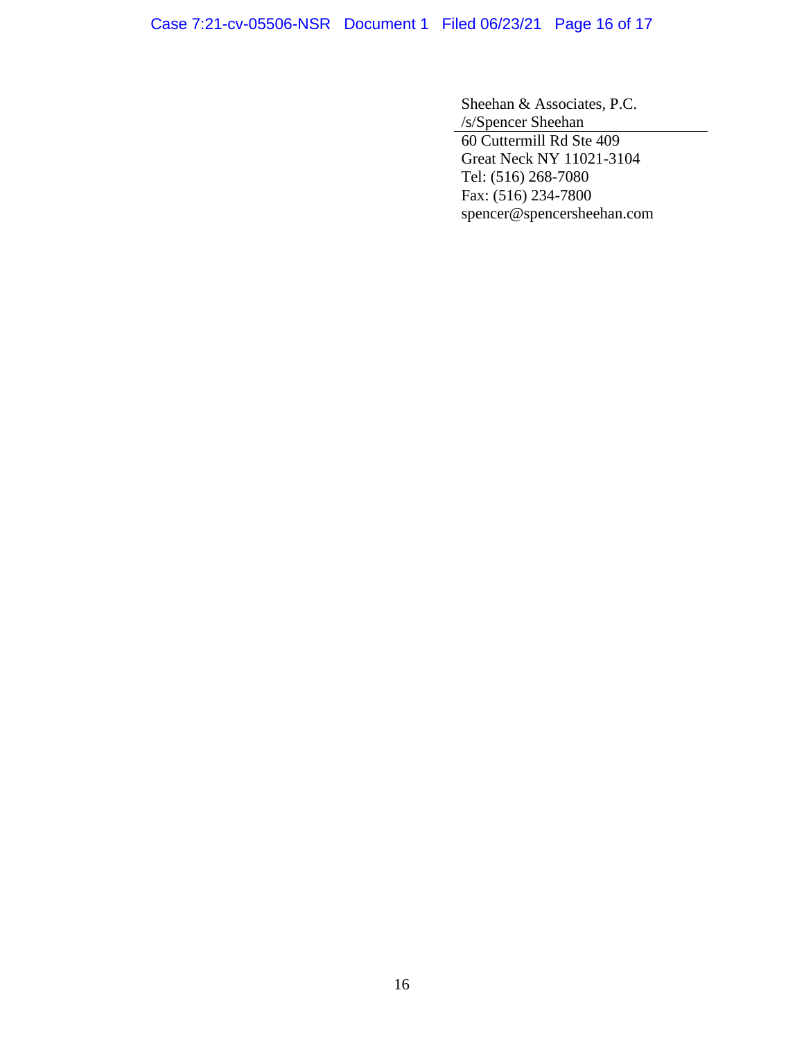Sheehan & Associates, P.C.  
/s/Spencer Sheehan  
60 Cuttermill Rd Ste 409  
Great Neck NY 11021-3104  
Tel: (516) 268-7080  
Fax: (516) 234-7800  
spencer@spencersheehan.com